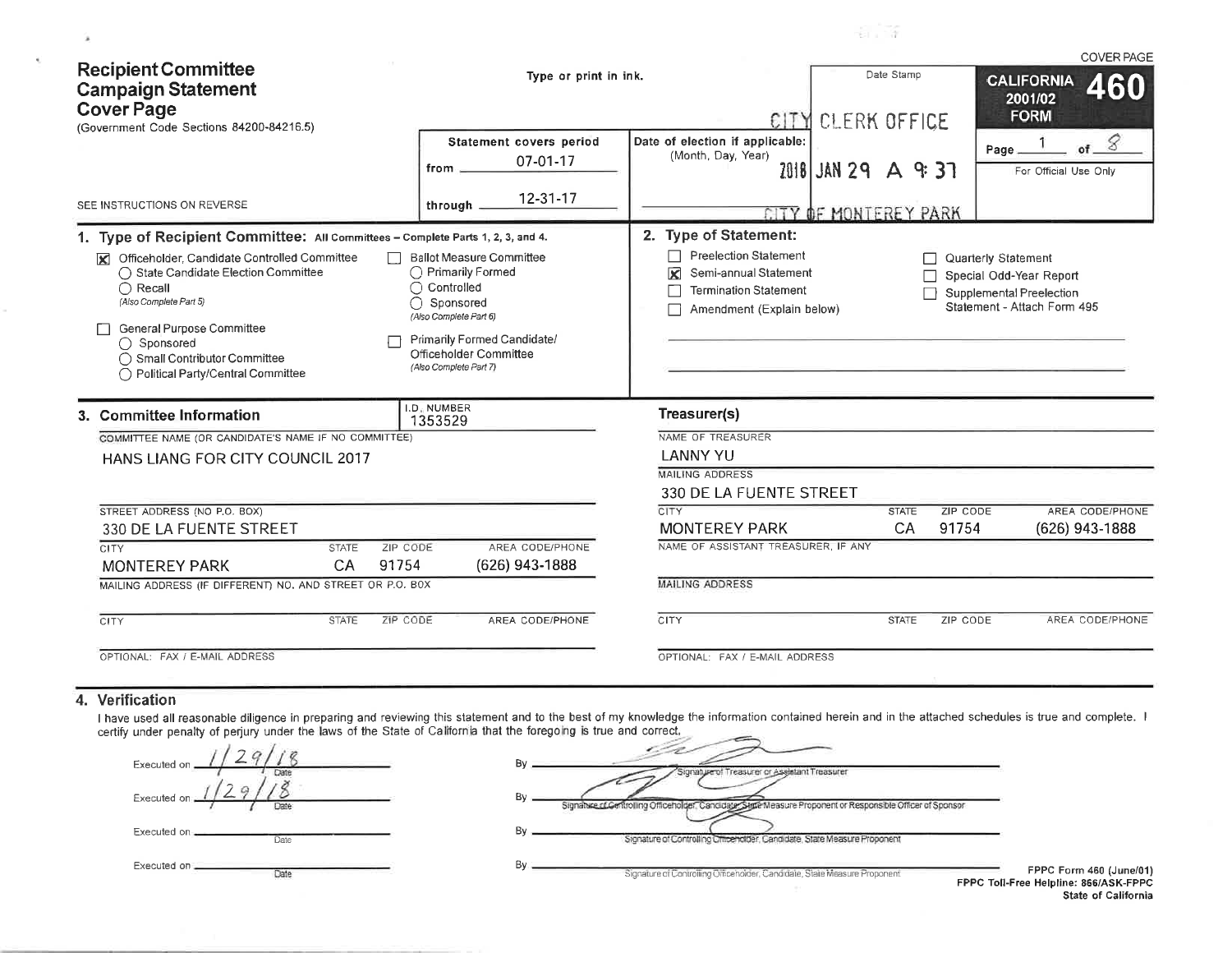COVER PAGE

# Recipient Committee Campaign Statement Cover Page

(Government Code Sections 84200-84216.5)

Type or print in ink.

SEE INSTRUCTIONS ON REVERSE

**CALIFORNIA 460 2001/02 FORM**

Page 1 of 8

For Official Use Only

Date Stamp

CITY CLERK OFFICE
2018 JAN 29 A 9:37
CITY OF MONTEREY PARK

| Statement covers period | |
|---|---|
| from | 07-01-17 |
| through | 12-31-17 |

Date of election if applicable: (Month, Day, Year)

## 1. Type of Recipient Committee: All Committees – Complete Parts 1, 2, 3, and 4.

- [X] Officeholder, Candidate Controlled Committee
  - ○ State Candidate Election Committee
  - ○ Recall (Also Complete Part 5)
- [ ] General Purpose Committee
  - ○ Sponsored
  - ○ Small Contributor Committee
  - ○ Political Party/Central Committee
- [ ] Ballot Measure Committee
  - ○ Primarily Formed
  - ○ Controlled
  - ○ Sponsored (Also Complete Part 6)
- [ ] Primarily Formed Candidate/Officeholder Committee (Also Complete Part 7)

## 2. Type of Statement:

- [ ] Preelection Statement
- [X] Semi-annual Statement
- [ ] Termination Statement
- [ ] Amendment (Explain below)
- [ ] Quarterly Statement
- [ ] Special Odd-Year Report
- [ ] Supplemental Preelection Statement - Attach Form 495

## 3. Committee Information

I.D. NUMBER: 1353529

COMMITTEE NAME (OR CANDIDATE'S NAME IF NO COMMITTEE): HANS LIANG FOR CITY COUNCIL 2017

STREET ADDRESS (NO P.O. BOX): 330 DE LA FUENTE STREET

| CITY | STATE | ZIP CODE | AREA CODE/PHONE |
|---|---|---|---|
| MONTEREY PARK | CA | 91754 | (626) 943-1888 |

MAILING ADDRESS (IF DIFFERENT) NO. AND STREET OR P.O. BOX

| CITY | STATE | ZIP CODE | AREA CODE/PHONE |
|---|---|---|---|
| | | | |

OPTIONAL: FAX / E-MAIL ADDRESS

### Treasurer(s)

NAME OF TREASURER: LANNY YU

MAILING ADDRESS: 330 DE LA FUENTE STREET

| CITY | STATE | ZIP CODE | AREA CODE/PHONE |
|---|---|---|---|
| MONTEREY PARK | CA | 91754 | (626) 943-1888 |

NAME OF ASSISTANT TREASURER, IF ANY

MAILING ADDRESS

| CITY | STATE | ZIP CODE | AREA CODE/PHONE |
|---|---|---|---|
| | | | |

OPTIONAL: FAX / E-MAIL ADDRESS

## 4. Verification

I have used all reasonable diligence in preparing and reviewing this statement and to the best of my knowledge the information contained herein and in the attached schedules is true and complete. I certify under penalty of perjury under the laws of the State of California that the foregoing is true and correct.

| Executed on | By |
|---|---|
| 1/29/18 (Date) | [signature] Signature of Treasurer or Assistant Treasurer |
| 1/29/18 (Date) | [signature] Signature of Controlling Officeholder, Candidate, State Measure Proponent or Responsible Officer of Sponsor |
| (Date) | Signature of Controlling Officeholder, Candidate, State Measure Proponent |
| (Date) | Signature of Controlling Officeholder, Candidate, State Measure Proponent |

FPPC Form 460 (June/01)
FPPC Toll-Free Helpline: 866/ASK-FPPC
State of California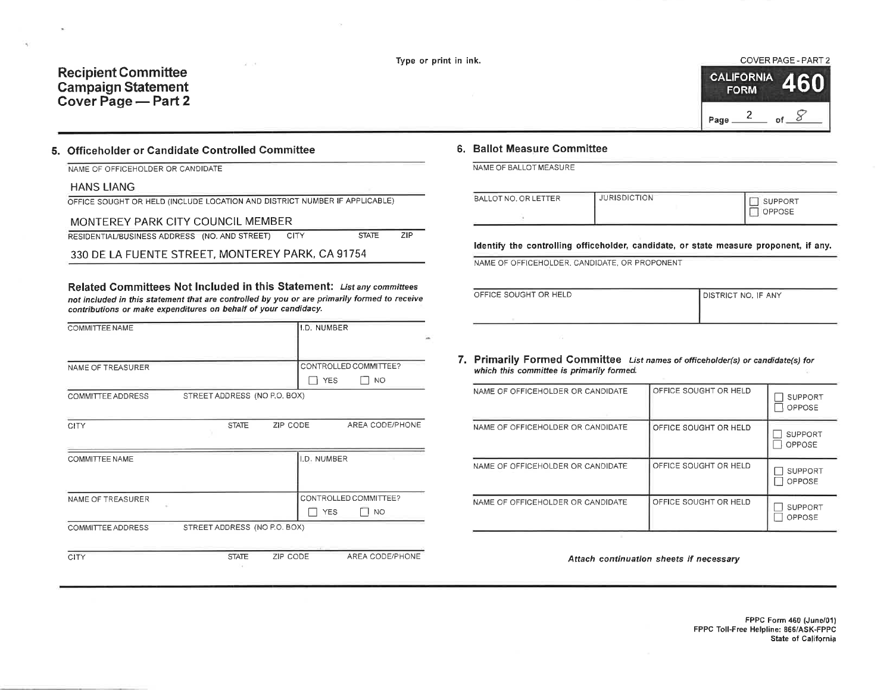Type or print in ink.

# Recipient Committee Campaign Statement Cover Page — Part 2

COVER PAGE - PART 2

CALIFORNIA FORM 460

Page 2 of 8

## 5. Officeholder or Candidate Controlled Committee

NAME OF OFFICEHOLDER OR CANDIDATE

HANS LIANG

OFFICE SOUGHT OR HELD (INCLUDE LOCATION AND DISTRICT NUMBER IF APPLICABLE)

MONTEREY PARK CITY COUNCIL MEMBER

RESIDENTIAL/BUSINESS ADDRESS (NO. AND STREET) CITY STATE ZIP

330 DE LA FUENTE STREET, MONTEREY PARK, CA 91754

**Related Committees Not Included in this Statement:** *List any committees not included in this statement that are controlled by you or are primarily formed to receive contributions or make expenditures on behalf of your candidacy.*

| COMMITTEE NAME | | | I.D. NUMBER |
|---|---|---|---|
| NAME OF TREASURER | | | CONTROLLED COMMITTEE? ☐ YES ☐ NO |
| COMMITTEE ADDRESS STREET ADDRESS (NO P.O. BOX) | | | |
| CITY | STATE | ZIP CODE | AREA CODE/PHONE |

| COMMITTEE NAME | | | I.D. NUMBER |
|---|---|---|---|
| NAME OF TREASURER | | | CONTROLLED COMMITTEE? ☐ YES ☐ NO |
| COMMITTEE ADDRESS STREET ADDRESS (NO P.O. BOX) | | | |
| CITY | STATE | ZIP CODE | AREA CODE/PHONE |

## 6. Ballot Measure Committee

NAME OF BALLOT MEASURE

| BALLOT NO. OR LETTER | JURISDICTION | ☐ SUPPORT ☐ OPPOSE |
|---|---|---|

**Identify the controlling officeholder, candidate, or state measure proponent, if any.**

NAME OF OFFICEHOLDER, CANDIDATE, OR PROPONENT

| OFFICE SOUGHT OR HELD | DISTRICT NO. IF ANY |
|---|---|

## 7. Primarily Formed Committee *List names of officeholder(s) or candidate(s) for which this committee is primarily formed.*

| NAME OF OFFICEHOLDER OR CANDIDATE | OFFICE SOUGHT OR HELD | ☐ SUPPORT ☐ OPPOSE |
|---|---|---|
| NAME OF OFFICEHOLDER OR CANDIDATE | OFFICE SOUGHT OR HELD | ☐ SUPPORT ☐ OPPOSE |
| NAME OF OFFICEHOLDER OR CANDIDATE | OFFICE SOUGHT OR HELD | ☐ SUPPORT ☐ OPPOSE |
| NAME OF OFFICEHOLDER OR CANDIDATE | OFFICE SOUGHT OR HELD | ☐ SUPPORT ☐ OPPOSE |

*Attach continuation sheets if necessary*

**FPPC Form 460 (June/01)**
**FPPC Toll-Free Helpline: 866/ASK-FPPC**
**State of California**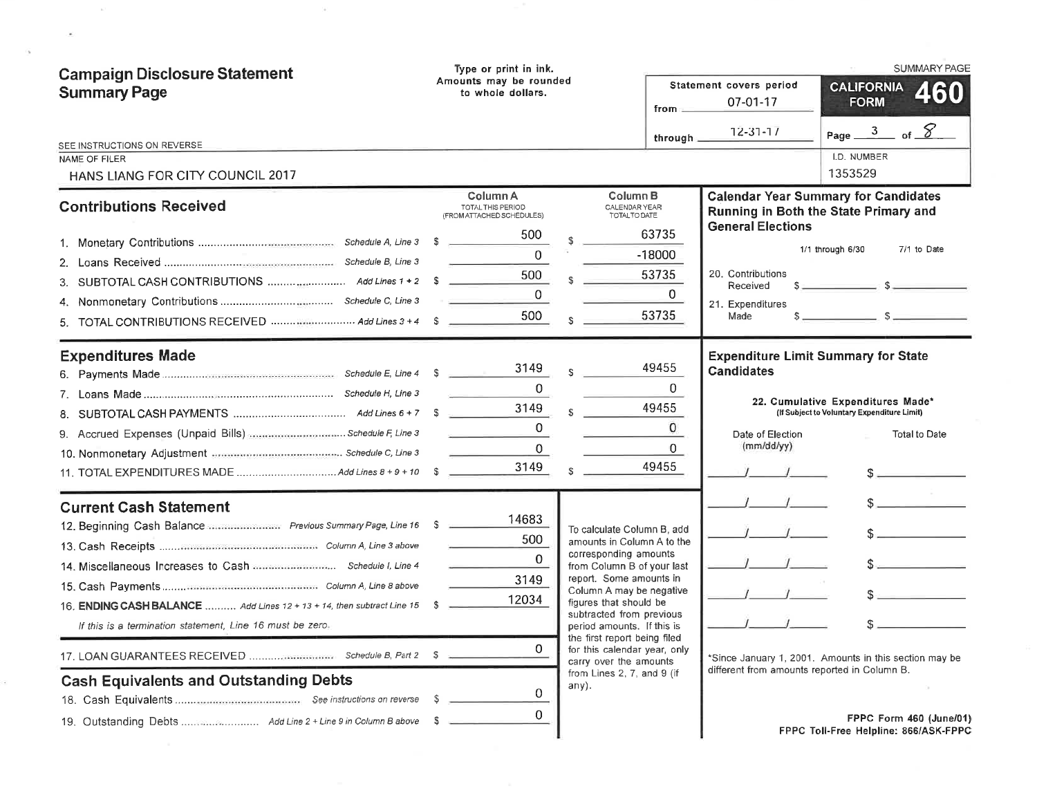# Campaign Disclosure Statement Summary Page

Type or print in ink. Amounts may be rounded to whole dollars.

SUMMARY PAGE

**CALIFORNIA FORM 460**

Statement covers period from 07-01-17 through 12-31-17

Page 3 of 8

SEE INSTRUCTIONS ON REVERSE

NAME OF FILER: HANS LIANG FOR CITY COUNCIL 2017

I.D. NUMBER: 1353529

## Contributions Received

| | | Column A TOTAL THIS PERIOD (FROM ATTACHED SCHEDULES) | Column B CALENDAR YEAR TOTAL TO DATE |
|---|---|---|---|
| 1. Monetary Contributions | Schedule A, Line 3 | $ 500 | $ 63735 |
| 2. Loans Received | Schedule B, Line 3 | 0 | -18000 |
| 3. SUBTOTAL CASH CONTRIBUTIONS | Add Lines 1 + 2 | $ 500 | $ 53735 |
| 4. Nonmonetary Contributions | Schedule C, Line 3 | 0 | 0 |
| 5. TOTAL CONTRIBUTIONS RECEIVED | Add Lines 3 + 4 | $ 500 | $ 53735 |

## Expenditures Made

| | | Column A | Column B |
|---|---|---|---|
| 6. Payments Made | Schedule E, Line 4 | $ 3149 | $ 49455 |
| 7. Loans Made | Schedule H, Line 3 | 0 | 0 |
| 8. SUBTOTAL CASH PAYMENTS | Add Lines 6 + 7 | $ 3149 | $ 49455 |
| 9. Accrued Expenses (Unpaid Bills) | Schedule F, Line 3 | 0 | 0 |
| 10. Nonmonetary Adjustment | Schedule C, Line 3 | 0 | 0 |
| 11. TOTAL EXPENDITURES MADE | Add Lines 8 + 9 + 10 | $ 3149 | $ 49455 |

## Current Cash Statement

| | | |
|---|---|---|
| 12. Beginning Cash Balance | Previous Summary Page, Line 16 | $ 14683 |
| 13. Cash Receipts | Column A, Line 3 above | 500 |
| 14. Miscellaneous Increases to Cash | Schedule I, Line 4 | 0 |
| 15. Cash Payments | Column A, Line 8 above | 3149 |
| 16. **ENDING CASH BALANCE** | Add Lines 12 + 13 + 14, then subtract Line 15 | $ 12034 |

*If this is a termination statement, Line 16 must be zero.*

| | | |
|---|---|---|
| 17. LOAN GUARANTEES RECEIVED | Schedule B, Part 2 | $ 0 |

To calculate Column B, add amounts in Column A to the corresponding amounts from Column B of your last report. Some amounts in Column A may be negative figures that should be subtracted from previous period amounts. If this is the first report being filed for this calendar year, only carry over the amounts from Lines 2, 7, and 9 (if any).

## Cash Equivalents and Outstanding Debts

| | | |
|---|---|---|
| 18. Cash Equivalents | See instructions on reverse | $ 0 |
| 19. Outstanding Debts | Add Line 2 + Line 9 in Column B above | $ 0 |

## Calendar Year Summary for Candidates Running in Both the State Primary and General Elections

| | 1/1 through 6/30 | 7/1 to Date |
|---|---|---|
| 20. Contributions Received | $ | $ |
| 21. Expenditures Made | $ | $ |

## Expenditure Limit Summary for State Candidates

22. Cumulative Expenditures Made* (If Subject to Voluntary Expenditure Limit)

| Date of Election (mm/dd/yy) | Total to Date |
|---|---|
| / / | $ |
| / / | $ |
| / / | $ |
| / / | $ |
| / / | $ |
| / / | $ |

*Since January 1, 2001. Amounts in this section may be different from amounts reported in Column B.

FPPC Form 460 (June/01)
FPPC Toll-Free Helpline: 866/ASK-FPPC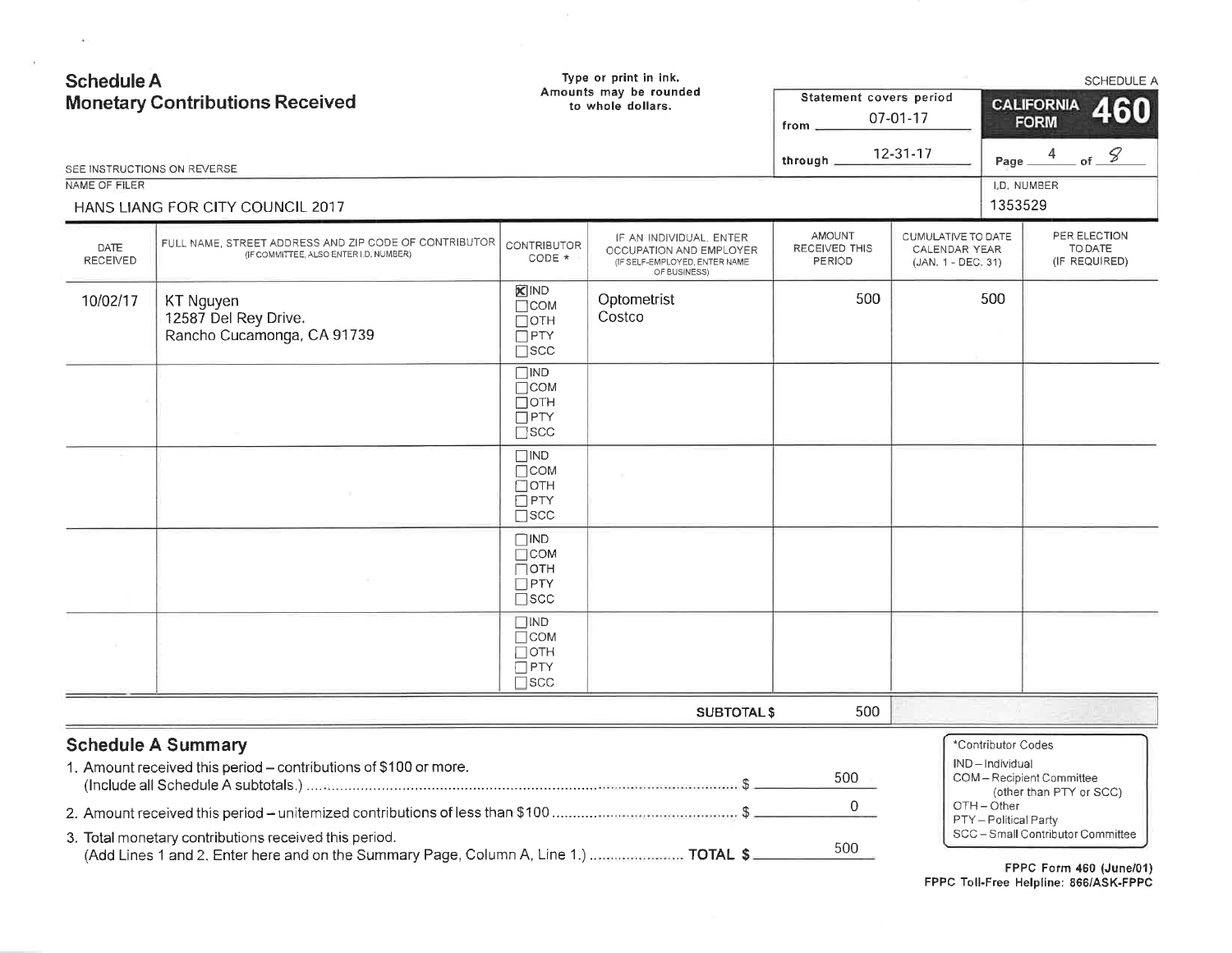# Schedule A
## Monetary Contributions Received

Type or print in ink.
Amounts may be rounded to whole dollars.

SCHEDULE A

Statement covers period
from 07-01-17
through 12-31-17

**CALIFORNIA FORM 460**

Page 4 of 8

SEE INSTRUCTIONS ON REVERSE

NAME OF FILER: HANS LIANG FOR CITY COUNCIL 2017

I.D. NUMBER: 1353529

| DATE RECEIVED | FULL NAME, STREET ADDRESS AND ZIP CODE OF CONTRIBUTOR (IF COMMITTEE, ALSO ENTER I.D. NUMBER) | CONTRIBUTOR CODE * | IF AN INDIVIDUAL, ENTER OCCUPATION AND EMPLOYER (IF SELF-EMPLOYED, ENTER NAME OF BUSINESS) | AMOUNT RECEIVED THIS PERIOD | CUMULATIVE TO DATE CALENDAR YEAR (JAN. 1 - DEC. 31) | PER ELECTION TO DATE (IF REQUIRED) |
|---|---|---|---|---|---|---|
| 10/02/17 | KT Nguyen<br>12587 Del Rey Drive.<br>Rancho Cucamonga, CA 91739 | ☒ IND ☐ COM ☐ OTH ☐ PTY ☐ SCC | Optometrist<br>Costco | 500 | 500 | |
| | | ☐ IND ☐ COM ☐ OTH ☐ PTY ☐ SCC | | | | |
| | | ☐ IND ☐ COM ☐ OTH ☐ PTY ☐ SCC | | | | |
| | | ☐ IND ☐ COM ☐ OTH ☐ PTY ☐ SCC | | | | |
| | | ☐ IND ☐ COM ☐ OTH ☐ PTY ☐ SCC | | | | |
| | | | **SUBTOTAL $** | 500 | | |

## Schedule A Summary

1. Amount received this period – contributions of $100 or more. (Include all Schedule A subtotals.) $ 500
2. Amount received this period – unitemized contributions of less than $100 $ 0
3. Total monetary contributions received this period. (Add Lines 1 and 2. Enter here and on the Summary Page, Column A, Line 1.) **TOTAL $** 500

*Contributor Codes
- IND – Individual
- COM – Recipient Committee (other than PTY or SCC)
- OTH – Other
- PTY – Political Party
- SCC – Small Contributor Committee

**FPPC Form 460 (June/01)**
**FPPC Toll-Free Helpline: 866/ASK-FPPC**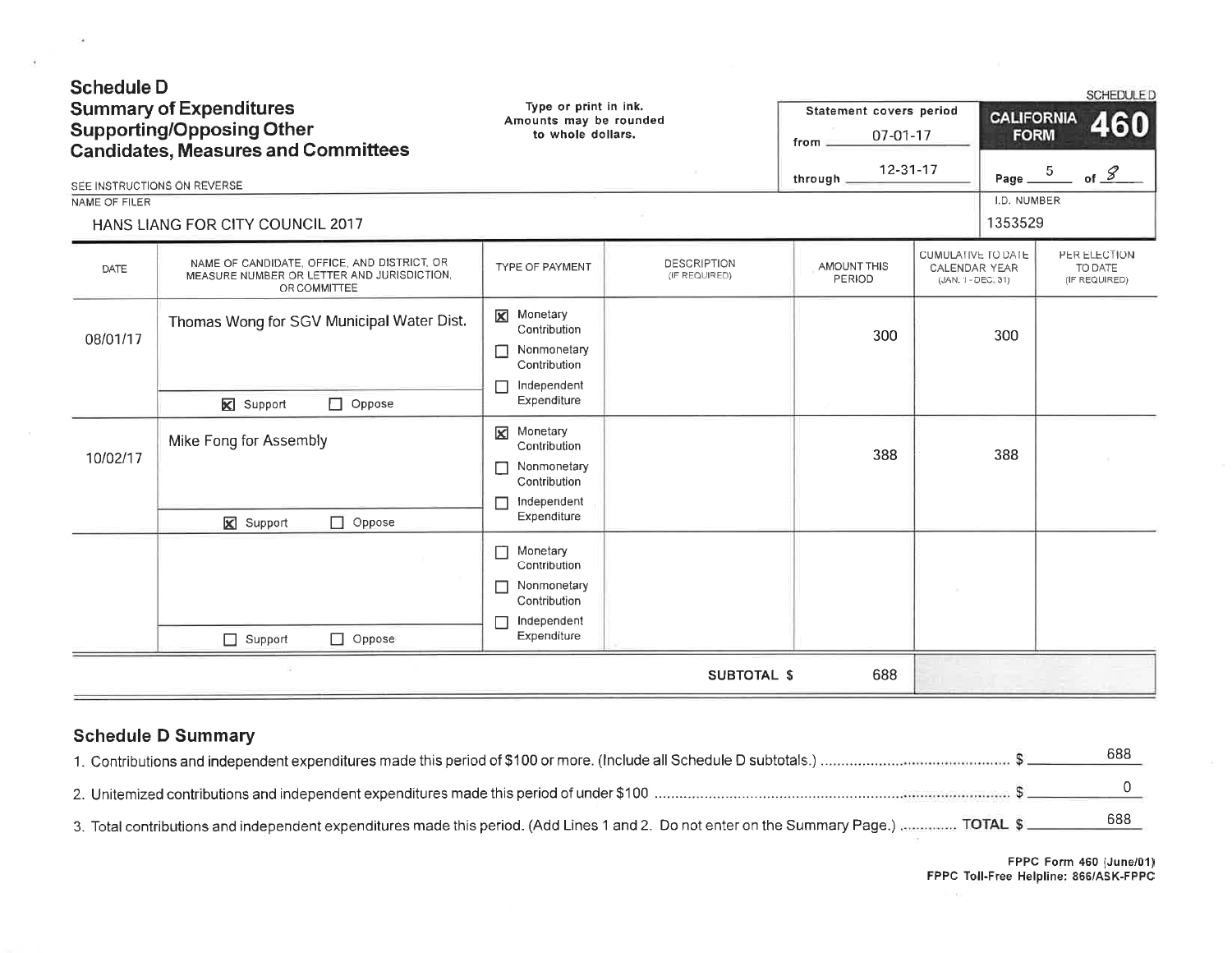# Schedule D
## Summary of Expenditures Supporting/Opposing Other Candidates, Measures and Committees

Type or print in ink. Amounts may be rounded to whole dollars.

Statement covers period from 07-01-17 through 12-31-17

SCHEDULE D

CALIFORNIA FORM 460

Page 5 of 8

SEE INSTRUCTIONS ON REVERSE

NAME OF FILER: HANS LIANG FOR CITY COUNCIL 2017

I.D. NUMBER: 1353529

| DATE | NAME OF CANDIDATE, OFFICE, AND DISTRICT, OR MEASURE NUMBER OR LETTER AND JURISDICTION, OR COMMITTEE | TYPE OF PAYMENT | DESCRIPTION (IF REQUIRED) | AMOUNT THIS PERIOD | CUMULATIVE TO DATE CALENDAR YEAR (JAN. 1 - DEC. 31) | PER ELECTION TO DATE (IF REQUIRED) |
|---|---|---|---|---|---|---|
| 08/01/17 | Thomas Wong for SGV Municipal Water Dist. ☒ Support ☐ Oppose | ☒ Monetary Contribution ☐ Nonmonetary Contribution ☐ Independent Expenditure | | 300 | 300 | |
| 10/02/17 | Mike Fong for Assembly ☒ Support ☐ Oppose | ☒ Monetary Contribution ☐ Nonmonetary Contribution ☐ Independent Expenditure | | 388 | 388 | |
| | ☐ Support ☐ Oppose | ☐ Monetary Contribution ☐ Nonmonetary Contribution ☐ Independent Expenditure | | | | |
| | | | SUBTOTAL $ | 688 | | |

## Schedule D Summary

1. Contributions and independent expenditures made this period of $100 or more. (Include all Schedule D subtotals.) $ 688
2. Unitemized contributions and independent expenditures made this period of under $100 $ 0
3. Total contributions and independent expenditures made this period. (Add Lines 1 and 2. Do not enter on the Summary Page.) TOTAL $ 688

FPPC Form 460 (June/01)
FPPC Toll-Free Helpline: 866/ASK-FPPC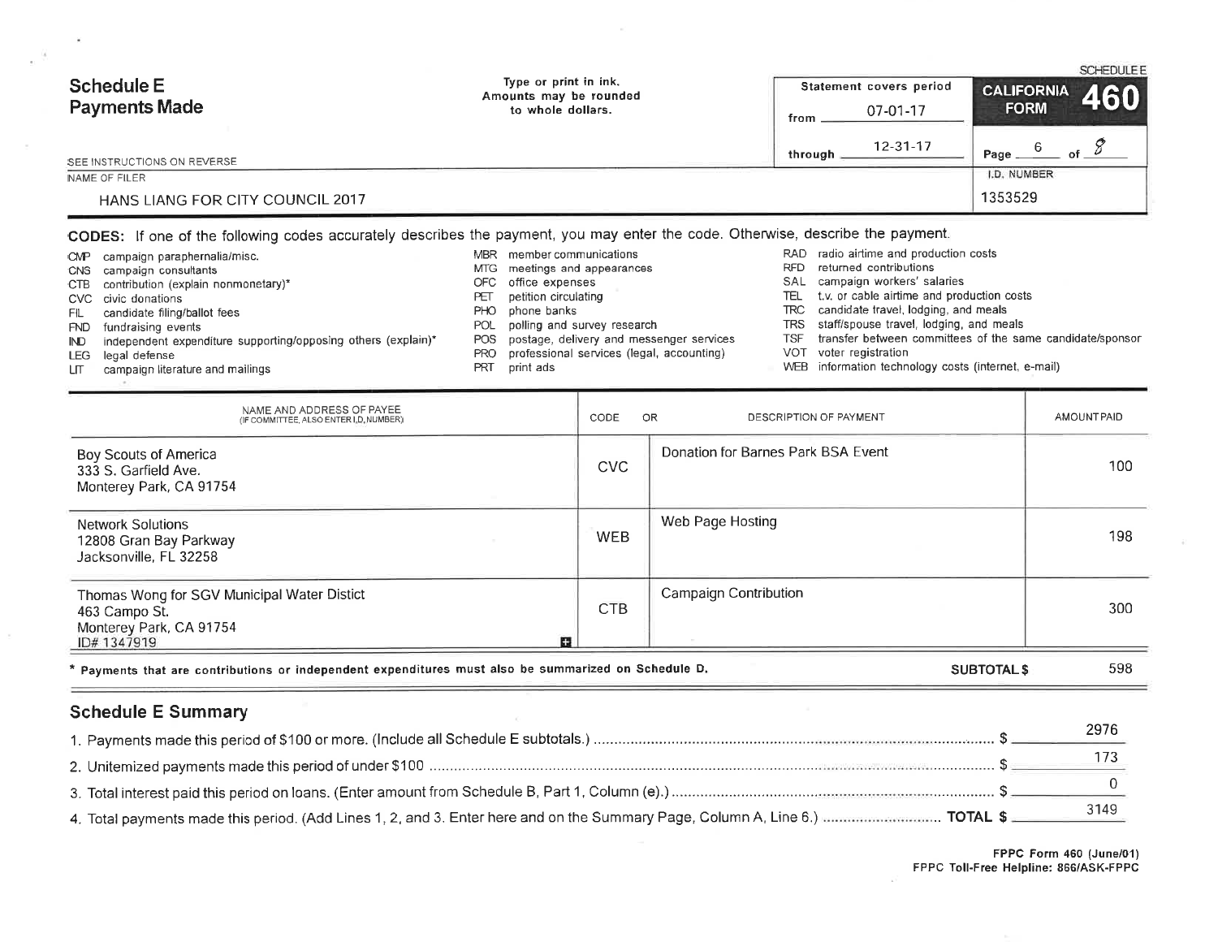SCHEDULE E

# Schedule E
# Payments Made

Type or print in ink.
Amounts may be rounded to whole dollars.

| Statement covers period | |
|---|---|
| from | 07-01-17 |
| through | 12-31-17 |

**CALIFORNIA FORM 460**

Page 6 of 8

SEE INSTRUCTIONS ON REVERSE

NAME OF FILER: HANS LIANG FOR CITY COUNCIL 2017

I.D. NUMBER: 1353529

**CODES:** If one of the following codes accurately describes the payment, you may enter the code. Otherwise, describe the payment.

- CMP campaign paraphernalia/misc.
- CNS campaign consultants
- CTB contribution (explain nonmonetary)*
- CVC civic donations
- FIL candidate filing/ballot fees
- FND fundraising events
- IND independent expenditure supporting/opposing others (explain)*
- LEG legal defense
- LIT campaign literature and mailings
- MBR member communications
- MTG meetings and appearances
- OFC office expenses
- PET petition circulating
- PHO phone banks
- POL polling and survey research
- POS postage, delivery and messenger services
- PRO professional services (legal, accounting)
- PRT print ads
- RAD radio airtime and production costs
- RFD returned contributions
- SAL campaign workers' salaries
- TEL t.v. or cable airtime and production costs
- TRC candidate travel, lodging, and meals
- TRS staff/spouse travel, lodging, and meals
- TSF transfer between committees of the same candidate/sponsor
- VOT voter registration
- WEB information technology costs (internet, e-mail)

| NAME AND ADDRESS OF PAYEE (IF COMMITTEE, ALSO ENTER I.D. NUMBER) | CODE | DESCRIPTION OF PAYMENT | AMOUNT PAID |
|---|---|---|---|
| Boy Scouts of America<br>333 S. Garfield Ave.<br>Monterey Park, CA 91754 | CVC | Donation for Barnes Park BSA Event | 100 |
| Network Solutions<br>12808 Gran Bay Parkway<br>Jacksonville, FL 32258 | WEB | Web Page Hosting | 198 |
| Thomas Wong for SGV Municipal Water Distict<br>463 Campo St.<br>Monterey Park, CA 91754<br>ID# 1347919 | CTB | Campaign Contribution | 300 |

\* Payments that are contributions or independent expenditures must also be summarized on Schedule D.

**SUBTOTAL $** 598

## Schedule E Summary

1. Payments made this period of $100 or more. (Include all Schedule E subtotals.) $ 2976
2. Unitemized payments made this period of under $100 $ 173
3. Total interest paid this period on loans. (Enter amount from Schedule B, Part 1, Column (e).) $ 0
4. Total payments made this period. (Add Lines 1, 2, and 3. Enter here and on the Summary Page, Column A, Line 6.) **TOTAL $** 3149

FPPC Form 460 (June/01)
FPPC Toll-Free Helpline: 866/ASK-FPPC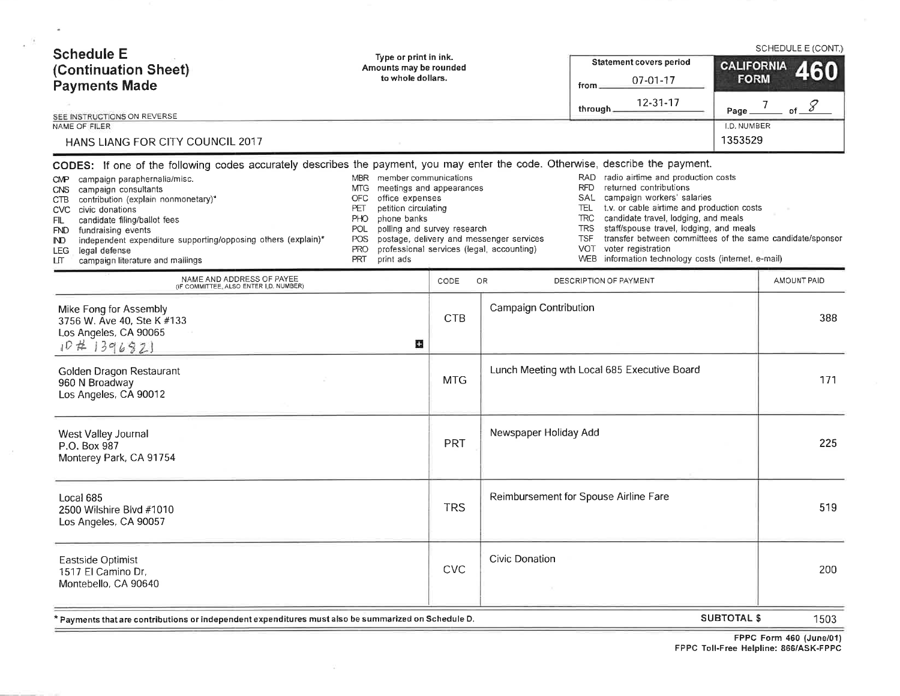# Schedule E (Continuation Sheet) Payments Made

SCHEDULE E (CONT.)

Type or print in ink.
Amounts may be rounded to whole dollars.

| Statement covers period | |
|---|---|
| from | 07-01-17 |
| through | 12-31-17 |

**CALIFORNIA FORM 460**

Page 7 of 8

SEE INSTRUCTIONS ON REVERSE

NAME OF FILER: HANS LIANG FOR CITY COUNCIL 2017

I.D. NUMBER: 1353529

**CODES:** If one of the following codes accurately describes the payment, you may enter the code. Otherwise, describe the payment.

- CMP campaign paraphernalia/misc.
- CNS campaign consultants
- CTB contribution (explain nonmonetary)*
- CVC civic donations
- FIL candidate filing/ballot fees
- FND fundraising events
- IND independent expenditure supporting/opposing others (explain)*
- LEG legal defense
- LIT campaign literature and mailings
- MBR member communications
- MTG meetings and appearances
- OFC office expenses
- PET petition circulating
- PHO phone banks
- POL polling and survey research
- POS postage, delivery and messenger services
- PRO professional services (legal, accounting)
- PRT print ads
- RAD radio airtime and production costs
- RFD returned contributions
- SAL campaign workers' salaries
- TEL t.v. or cable airtime and production costs
- TRC candidate travel, lodging, and meals
- TRS staff/spouse travel, lodging, and meals
- TSF transfer between committees of the same candidate/sponsor
- VOT voter registration
- WEB information technology costs (internet, e-mail)

| NAME AND ADDRESS OF PAYEE (IF COMMITTEE, ALSO ENTER I.D. NUMBER) | CODE | OR DESCRIPTION OF PAYMENT | AMOUNT PAID |
|---|---|---|---|
| Mike Fong for Assembly<br>3756 W. Ave 40, Ste K #133<br>Los Angeles, CA 90065<br>ID # 1396821 | CTB | Campaign Contribution | 388 |
| Golden Dragon Restaurant<br>960 N Broadway<br>Los Angeles, CA 90012 | MTG | Lunch Meeting wth Local 685 Executive Board | 171 |
| West Valley Journal<br>P.O. Box 987<br>Monterey Park, CA 91754 | PRT | Newspaper Holiday Add | 225 |
| Local 685<br>2500 Wilshire Blvd #1010<br>Los Angeles, CA 90057 | TRS | Reimbursement for Spouse Airline Fare | 519 |
| Eastside Optimist<br>1517 El Camino Dr.<br>Montebello, CA 90640 | CVC | Civic Donation | 200 |

\* Payments that are contributions or independent expenditures must also be summarized on Schedule D.

**SUBTOTAL $** 1503

FPPC Form 460 (June/01)
FPPC Toll-Free Helpline: 866/ASK-FPPC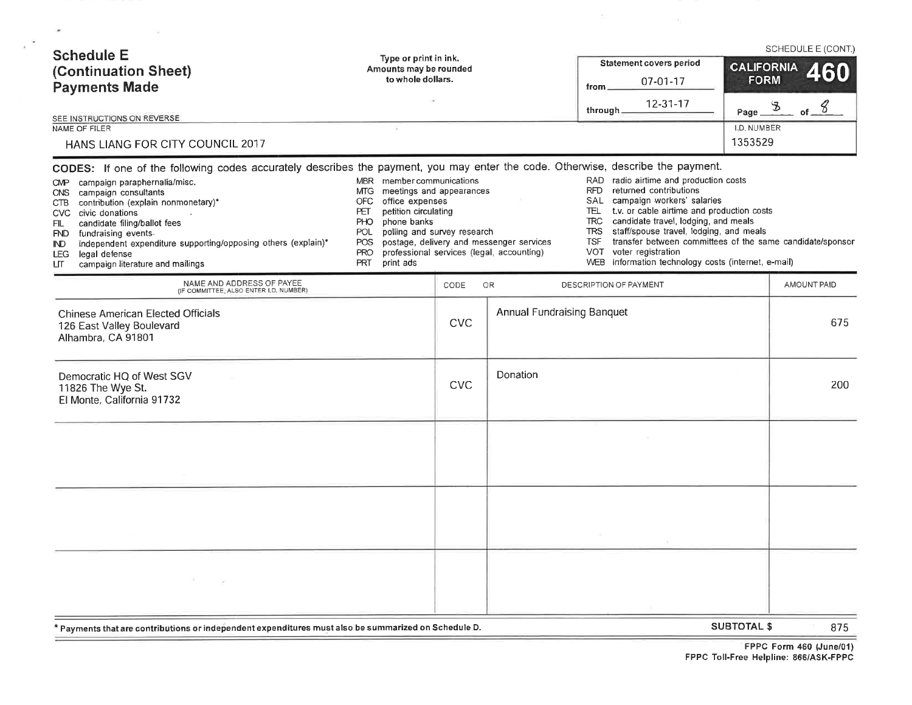SCHEDULE E (CONT.)

# Schedule E (Continuation Sheet) Payments Made

Type or print in ink.
Amounts may be rounded to whole dollars.

Statement covers period
from 07-01-17
through 12-31-17

**CALIFORNIA FORM 460**

SEE INSTRUCTIONS ON REVERSE

NAME OF FILER
HANS LIANG FOR CITY COUNCIL 2017

I.D. NUMBER
1353529

**CODES:** If one of the following codes accurately describes the payment, you may enter the code. Otherwise, describe the payment.

- CMP campaign paraphernalia/misc.
- CNS campaign consultants
- CTB contribution (explain nonmonetary)*
- CVC civic donations
- FIL candidate filing/ballot fees
- FND fundraising events
- IND independent expenditure supporting/opposing others (explain)*
- LEG legal defense
- LIT campaign literature and mailings
- MBR member communications
- MTG meetings and appearances
- OFC office expenses
- PET petition circulating
- PHO phone banks
- POL polling and survey research
- POS postage, delivery and messenger services
- PRO professional services (legal, accounting)
- PRT print ads
- RAD radio airtime and production costs
- RFD returned contributions
- SAL campaign workers' salaries
- TEL t.v. or cable airtime and production costs
- TRC candidate travel, lodging, and meals
- TRS staff/spouse travel, lodging, and meals
- TSF transfer between committees of the same candidate/sponsor
- VOT voter registration
- WEB information technology costs (internet, e-mail)

| NAME AND ADDRESS OF PAYEE (IF COMMITTEE, ALSO ENTER I.D. NUMBER) | CODE | OR DESCRIPTION OF PAYMENT | AMOUNT PAID |
|---|---|---|---|
| Chinese American Elected Officials<br>126 East Valley Boulevard<br>Alhambra, CA 91801 | CVC | Annual Fundraising Banquet | 675 |
| Democratic HQ of West SGV<br>11826 The Wye St.<br>El Monte, California 91732 | CVC | Donation | 200 |
| | | | |
| | | | |
| | | | |
| | | **SUBTOTAL $** | 875 |

\* Payments that are contributions or independent expenditures must also be summarized on Schedule D.

FPPC Form 460 (June/01)
FPPC Toll-Free Helpline: 866/ASK-FPPC